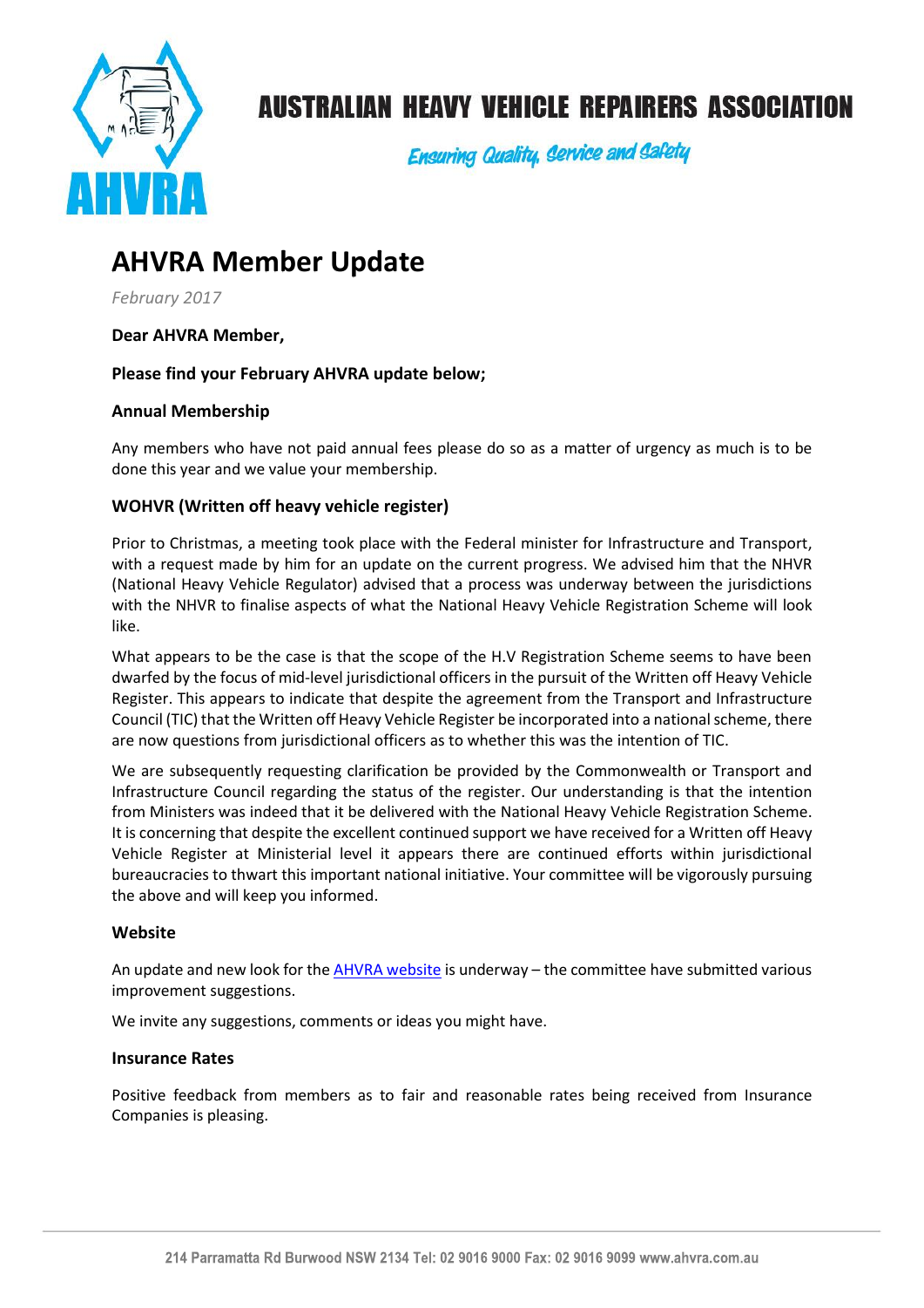# AUSTRALIAN HEAVY VEHICLE REPAIRERS ASSOCIATION

*Ensuring Quality, Service and Safety*

# AHVRA Member Update

*February 2017*

**Dear AHVRA Member,**

**Please find your February AHVRA update below;**

### Annual Membership

Any members who have not paid annual fees please do so as a matter of urgency as much is to be done this year and we value your membership.

### WOHVR (Written off heavy vehicle register)

Prior to Christmas, a meeting took place with the Federal minister for Infrastructure and Transport, with a request made by him for an update on the current progress. We advised him that the NHVR (National Heavy Vehicle Regulator) advised that a process was underway between the jurisdictions with the NHVR to finalise aspects of what the National Heavy Vehicle Registration Scheme will look like.

What appears to be the case is that the scope of the H.V Registration Scheme seems to have been dwarfed by the focus of mid-level jurisdictional officers in the pursuit of the Written off Heavy Vehicle Register. This appears to indicate that despite the agreement from the Transport and Infrastructure Council (TIC) that the Written off Heavy Vehicle Register be incorporated into a national scheme, there are now questions from jurisdictional officers as to whether this was the intention of TIC.

We are subsequently requesting clarification be provided by the Commonwealth or Transport and Infrastructure Council regarding the status of the register. Our understanding is that the intention from Ministers was indeed that it be delivered with the National Heavy Vehicle Registration Scheme. It is concerning that despite the excellent continued support we have received for a Written off Heavy Vehicle Register at Ministerial level it appears there are continued efforts within jurisdictional bureaucracies to thwart this important national initiative. Your committee will be vigorously pursuing the above and will keep you informed.

### Website

An update and new look for the [AHVRA website] is underway – the committee have submitted various improvement suggestions.

We invite any suggestions, comments or ideas you might have.

### Insurance Rates

Positive feedback from members as to fair and reasonable rates being received from Insurance Companies is pleasing.

214 Parramatta Rd Burwood NSW 2134 Tel: 02 9016 9000 Fax: 02 9016 9099 www.ahvra.com.au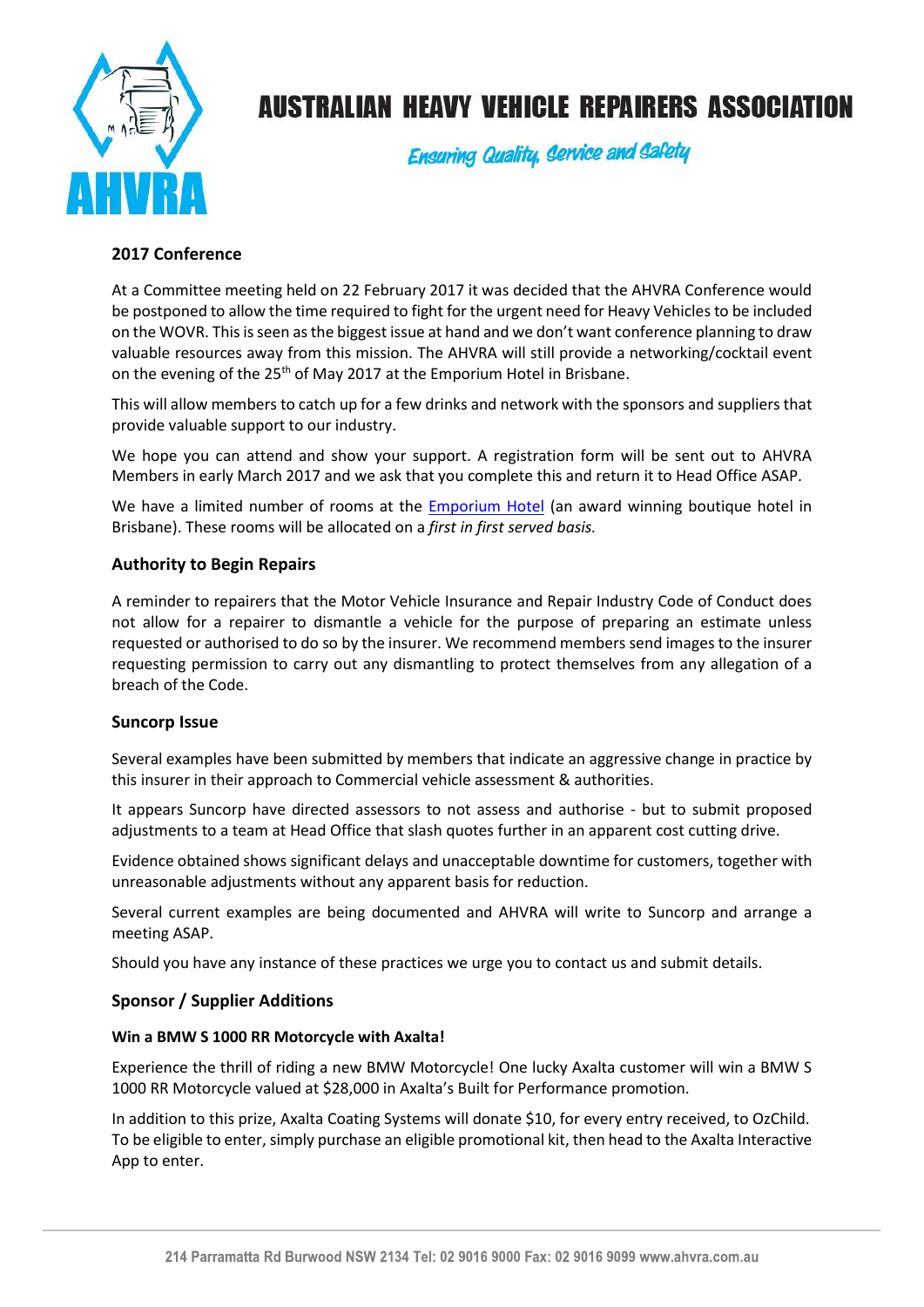# AUSTRALIAN HEAVY VEHICLE REPAIRERS ASSOCIATION

*Ensuring Quality, Service and Safety*

## 2017 Conference

At a Committee meeting held on 22 February 2017 it was decided that the AHVRA Conference would be postponed to allow the time required to fight for the urgent need for Heavy Vehicles to be included on the WOVR. This is seen as the biggest issue at hand and we don't want conference planning to draw valuable resources away from this mission. The AHVRA will still provide a networking/cocktail event on the evening of the 25th of May 2017 at the Emporium Hotel in Brisbane.

This will allow members to catch up for a few drinks and network with the sponsors and suppliers that provide valuable support to our industry.

We hope you can attend and show your support. A registration form will be sent out to AHVRA Members in early March 2017 and we ask that you complete this and return it to Head Office ASAP.

We have a limited number of rooms at the Emporium Hotel (an award winning boutique hotel in Brisbane). These rooms will be allocated on a *first in first served basis.*

## Authority to Begin Repairs

A reminder to repairers that the Motor Vehicle Insurance and Repair Industry Code of Conduct does not allow for a repairer to dismantle a vehicle for the purpose of preparing an estimate unless requested or authorised to do so by the insurer. We recommend members send images to the insurer requesting permission to carry out any dismantling to protect themselves from any allegation of a breach of the Code.

## Suncorp Issue

Several examples have been submitted by members that indicate an aggressive change in practice by this insurer in their approach to Commercial vehicle assessment & authorities.

It appears Suncorp have directed assessors to not assess and authorise - but to submit proposed adjustments to a team at Head Office that slash quotes further in an apparent cost cutting drive.

Evidence obtained shows significant delays and unacceptable downtime for customers, together with unreasonable adjustments without any apparent basis for reduction.

Several current examples are being documented and AHVRA will write to Suncorp and arrange a meeting ASAP.

Should you have any instance of these practices we urge you to contact us and submit details.

## Sponsor / Supplier Additions

### Win a BMW S 1000 RR Motorcycle with Axalta!

Experience the thrill of riding a new BMW Motorcycle! One lucky Axalta customer will win a BMW S 1000 RR Motorcycle valued at $28,000 in Axalta's Built for Performance promotion.

In addition to this prize, Axalta Coating Systems will donate $10, for every entry received, to OzChild. To be eligible to enter, simply purchase an eligible promotional kit, then head to the Axalta Interactive App to enter.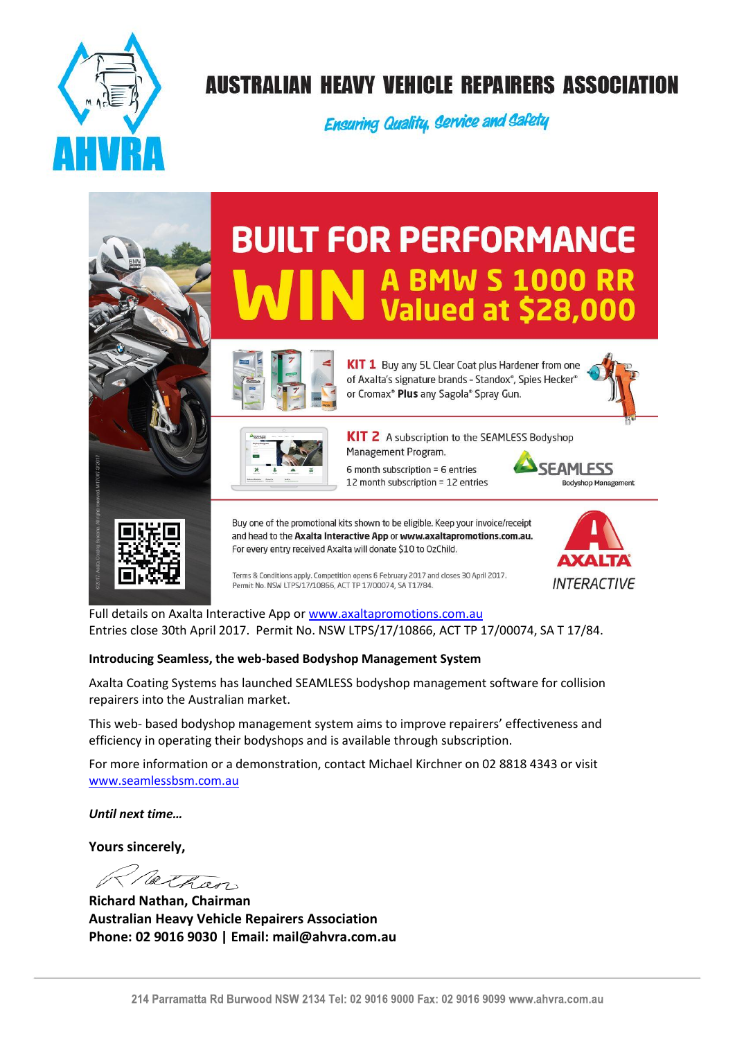# AUSTRALIAN HEAVY VEHICLE REPAIRERS ASSOCIATION

*Ensuring Quality, Service and Safety*

# BUILT FOR PERFORMANCE

## WIN A BMW S 1000 RR Valued at $28,000

**KIT 1** Buy any 5L Clear Coat plus Hardener from one of Axalta's signature brands - Standox®, Spies Hecker® or Cromax® **Plus** any Sagola® Spray Gun.

**KIT 2** A subscription to the SEAMLESS Bodyshop Management Program.

6 month subscription = 6 entries
12 month subscription = 12 entries

SEAMLESS Bodyshop Management

Buy one of the promotional kits shown to be eligible. Keep your invoice/receipt and head to the **Axalta Interactive App** or **www.axaltapromotions.com.au.** For every entry received Axalta will donate $10 to OzChild.

Terms & Conditions apply. Competition opens 6 February 2017 and closes 30 April 2017. Permit No. NSW LTPS/17/10866, ACT TP 17/00074, SA T17/84.

AXALTA INTERACTIVE

Full details on Axalta Interactive App or www.axaltapromotions.com.au
Entries close 30th April 2017. Permit No. NSW LTPS/17/10866, ACT TP 17/00074, SA T 17/84.

**Introducing Seamless, the web-based Bodyshop Management System**

Axalta Coating Systems has launched SEAMLESS bodyshop management software for collision repairers into the Australian market.

This web- based bodyshop management system aims to improve repairers' effectiveness and efficiency in operating their bodyshops and is available through subscription.

For more information or a demonstration, contact Michael Kirchner on 02 8818 4343 or visit www.seamlessbsm.com.au

***Until next time…***

**Yours sincerely,**

**Richard Nathan, Chairman**
**Australian Heavy Vehicle Repairers Association**
**Phone: 02 9016 9030 | Email: mail@ahvra.com.au**

214 Parramatta Rd Burwood NSW 2134 Tel: 02 9016 9000 Fax: 02 9016 9099 www.ahvra.com.au